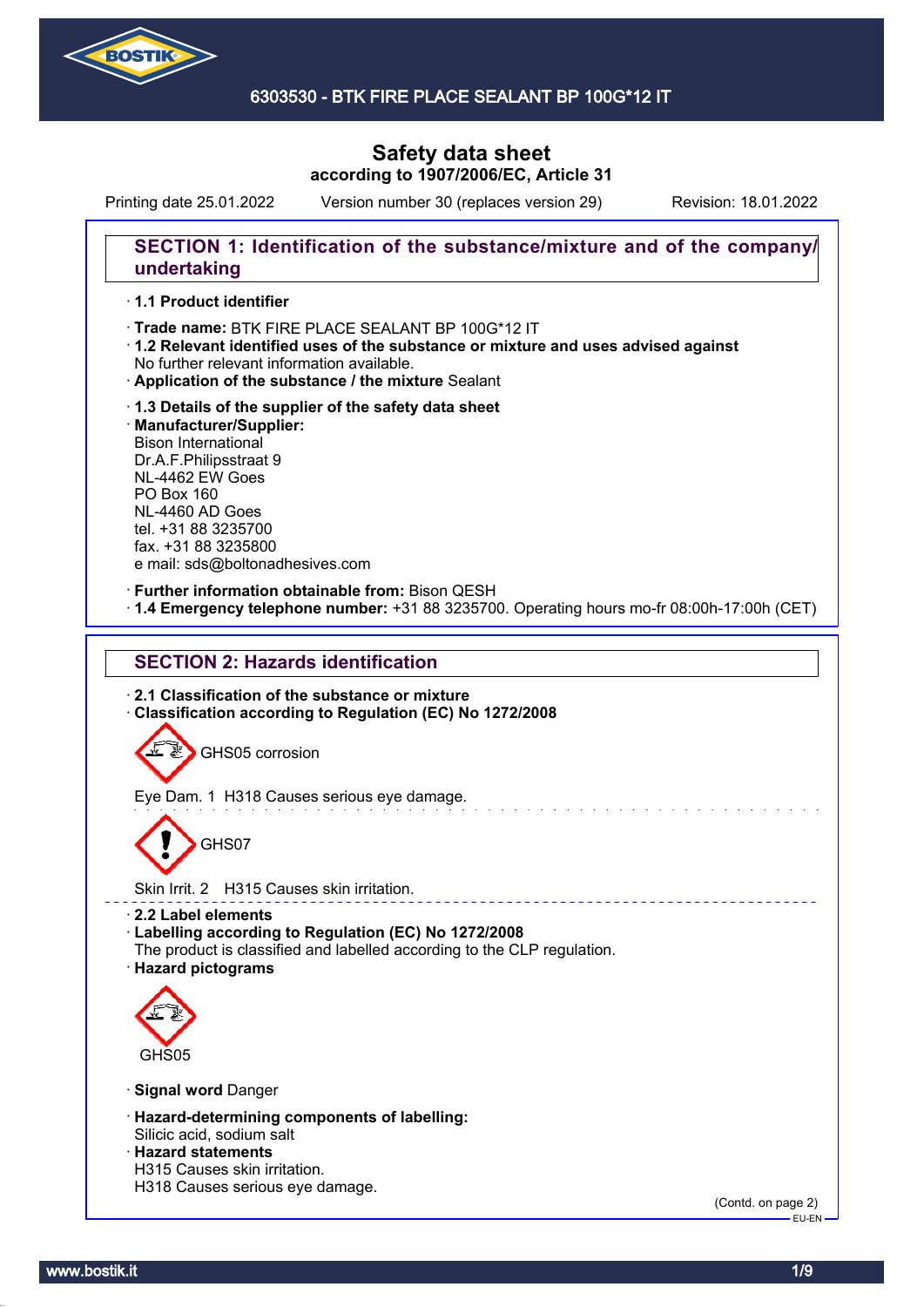# 6303530 - BTK FIRE PLACE SEALANT BP 100G*12 IT

# Safety data sheet
**according to 1907/2006/EC, Article 31**

Printing date 25.01.2022 Version number 30 (replaces version 29) Revision: 18.01.2022

## SECTION 1: Identification of the substance/mixture and of the company/undertaking

- **1.1 Product identifier**
- **Trade name:** BTK FIRE PLACE SEALANT BP 100G*12 IT
- **1.2 Relevant identified uses of the substance or mixture and uses advised against**
  No further relevant information available.
- **Application of the substance / the mixture** Sealant
- **1.3 Details of the supplier of the safety data sheet**
- **Manufacturer/Supplier:**
  Bison International
  Dr.A.F.Philipsstraat 9
  NL-4462 EW Goes
  PO Box 160
  NL-4460 AD Goes
  tel. +31 88 3235700
  fax. +31 88 3235800
  e mail: sds@boltonadhesives.com
- **Further information obtainable from:** Bison QESH
- **1.4 Emergency telephone number:** +31 88 3235700. Operating hours mo-fr 08:00h-17:00h (CET)

## SECTION 2: Hazards identification

- **2.1 Classification of the substance or mixture**
- **Classification according to Regulation (EC) No 1272/2008**

GHS05 corrosion

Eye Dam. 1 H318 Causes serious eye damage.

GHS07

Skin Irrit. 2 H315 Causes skin irritation.

- **2.2 Label elements**
- **Labelling according to Regulation (EC) No 1272/2008**
  The product is classified and labelled according to the CLP regulation.
- **Hazard pictograms**

GHS05

- **Signal word** Danger
- **Hazard-determining components of labelling:**
  Silicic acid, sodium salt
- **Hazard statements**
  H315 Causes skin irritation.
  H318 Causes serious eye damage.

(Contd. on page 2)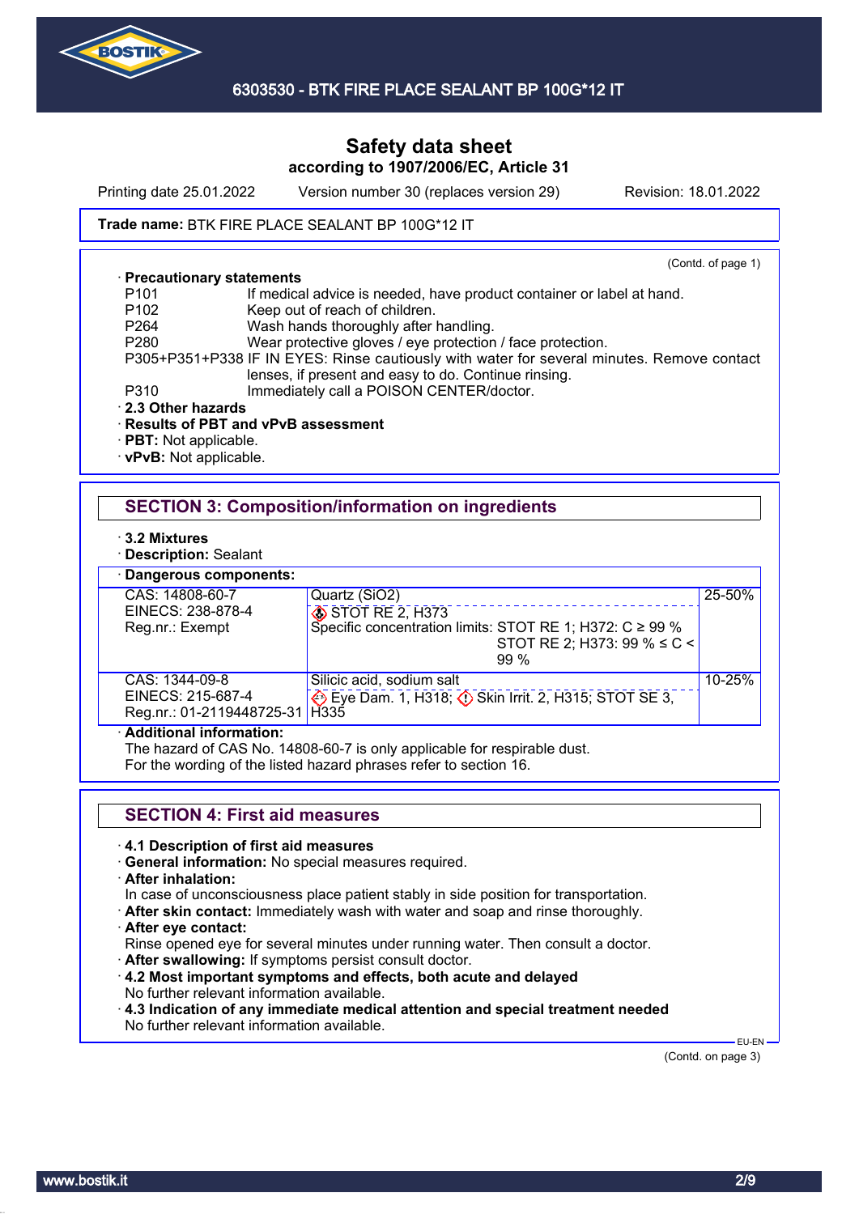Safety data sheet
according to 1907/2006/EC, Article 31

Printing date 25.01.2022    Version number 30 (replaces version 29)    Revision: 18.01.2022

**Trade name:** BTK FIRE PLACE SEALANT BP 100G*12 IT

(Contd. of page 1)

· **Precautionary statements**

- P101 If medical advice is needed, have product container or label at hand.
- P102 Keep out of reach of children.
- P264 Wash hands thoroughly after handling.
- P280 Wear protective gloves / eye protection / face protection.
- P305+P351+P338 IF IN EYES: Rinse cautiously with water for several minutes. Remove contact lenses, if present and easy to do. Continue rinsing.
- P310 Immediately call a POISON CENTER/doctor.

· **2.3 Other hazards**
· **Results of PBT and vPvB assessment**
· **PBT:** Not applicable.
· **vPvB:** Not applicable.

## SECTION 3: Composition/information on ingredients

· **3.2 Mixtures**
· **Description:** Sealant

· **Dangerous components:**

| | | |
|---|---|---|
| CAS: 14808-60-7<br>EINECS: 238-878-4<br>Reg.nr.: Exempt | Quartz ($SiO_2$)<br>STOT RE 2, H373<br>Specific concentration limits: STOT RE 1; H372: C ≥ 99 %<br>STOT RE 2; H373: 99 % ≤ C < 99 % | 25-50% |
| CAS: 1344-09-8<br>EINECS: 215-687-4<br>Reg.nr.: 01-2119448725-31 | Silicic acid, sodium salt<br>Eye Dam. 1, H318; Skin Irrit. 2, H315; STOT SE 3, H335 | 10-25% |

· **Additional information:**
The hazard of CAS No. 14808-60-7 is only applicable for respirable dust.
For the wording of the listed hazard phrases refer to section 16.

## SECTION 4: First aid measures

· **4.1 Description of first aid measures**
· **General information:** No special measures required.
· **After inhalation:**
In case of unconsciousness place patient stably in side position for transportation.
· **After skin contact:** Immediately wash with water and soap and rinse thoroughly.
· **After eye contact:**
Rinse opened eye for several minutes under running water. Then consult a doctor.
· **After swallowing:** If symptoms persist consult doctor.
· **4.2 Most important symptoms and effects, both acute and delayed**
No further relevant information available.
· **4.3 Indication of any immediate medical attention and special treatment needed**
No further relevant information available.

EU-EN

(Contd. on page 3)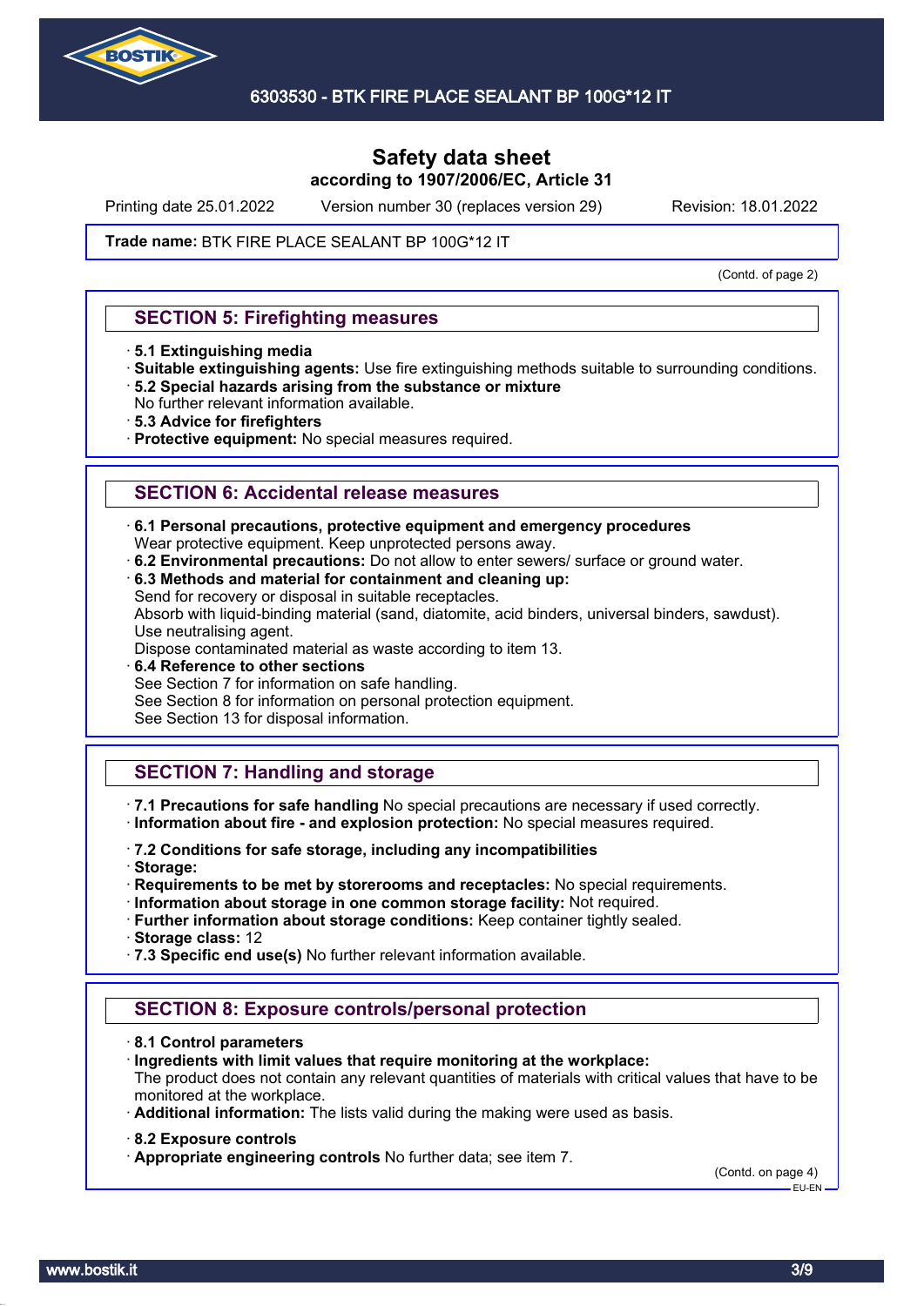Safety data sheet
according to 1907/2006/EC, Article 31

Printing date 25.01.2022 Version number 30 (replaces version 29) Revision: 18.01.2022

**Trade name:** BTK FIRE PLACE SEALANT BP 100G*12 IT

(Contd. of page 2)

## SECTION 5: Firefighting measures

- **5.1 Extinguishing media**
- **Suitable extinguishing agents:** Use fire extinguishing methods suitable to surrounding conditions.
- **5.2 Special hazards arising from the substance or mixture**
  No further relevant information available.
- **5.3 Advice for firefighters**
- **Protective equipment:** No special measures required.

## SECTION 6: Accidental release measures

- **6.1 Personal precautions, protective equipment and emergency procedures**
  Wear protective equipment. Keep unprotected persons away.
- **6.2 Environmental precautions:** Do not allow to enter sewers/ surface or ground water.
- **6.3 Methods and material for containment and cleaning up:**
  Send for recovery or disposal in suitable receptacles.
  Absorb with liquid-binding material (sand, diatomite, acid binders, universal binders, sawdust).
  Use neutralising agent.
  Dispose contaminated material as waste according to item 13.
- **6.4 Reference to other sections**
  See Section 7 for information on safe handling.
  See Section 8 for information on personal protection equipment.
  See Section 13 for disposal information.

## SECTION 7: Handling and storage

- **7.1 Precautions for safe handling** No special precautions are necessary if used correctly.
- **Information about fire - and explosion protection:** No special measures required.

- **7.2 Conditions for safe storage, including any incompatibilities**
- **Storage:**
- **Requirements to be met by storerooms and receptacles:** No special requirements.
- **Information about storage in one common storage facility:** Not required.
- **Further information about storage conditions:** Keep container tightly sealed.
- **Storage class:** 12
- **7.3 Specific end use(s)** No further relevant information available.

## SECTION 8: Exposure controls/personal protection

- **8.1 Control parameters**
- **Ingredients with limit values that require monitoring at the workplace:**
  The product does not contain any relevant quantities of materials with critical values that have to be monitored at the workplace.
- **Additional information:** The lists valid during the making were used as basis.

- **8.2 Exposure controls**
- **Appropriate engineering controls** No further data; see item 7.

(Contd. on page 4)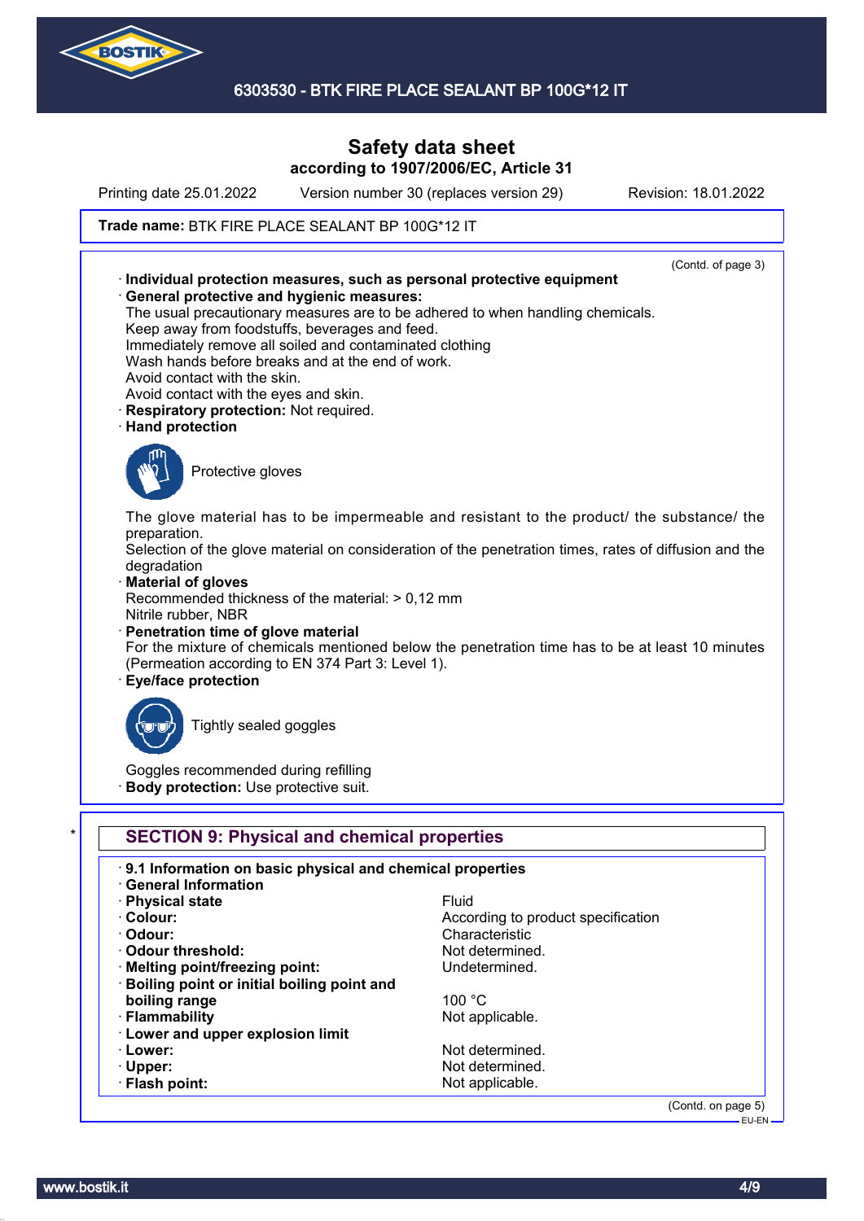Trade name: BTK FIRE PLACE SEALANT BP 100G*12 IT

(Contd. of page 3)

· **Individual protection measures, such as personal protective equipment**
· **General protective and hygienic measures:**
The usual precautionary measures are to be adhered to when handling chemicals.
Keep away from foodstuffs, beverages and feed.
Immediately remove all soiled and contaminated clothing
Wash hands before breaks and at the end of work.
Avoid contact with the skin.
Avoid contact with the eyes and skin.
· **Respiratory protection:** Not required.
· **Hand protection**

Protective gloves

The glove material has to be impermeable and resistant to the product/ the substance/ the preparation.
Selection of the glove material on consideration of the penetration times, rates of diffusion and the degradation
· **Material of gloves**
Recommended thickness of the material: > 0,12 mm
Nitrile rubber, NBR
· **Penetration time of glove material**
For the mixture of chemicals mentioned below the penetration time has to be at least 10 minutes (Permeation according to EN 374 Part 3: Level 1).
· **Eye/face protection**

Tightly sealed goggles

Goggles recommended during refilling
· **Body protection:** Use protective suit.

## * SECTION 9: Physical and chemical properties

· **9.1 Information on basic physical and chemical properties**
· **General Information**

| | |
|---|---|
| · **Physical state** | Fluid |
| · **Colour:** | According to product specification |
| · **Odour:** | Characteristic |
| · **Odour threshold:** | Not determined. |
| · **Melting point/freezing point:** | Undetermined. |
| · **Boiling point or initial boiling point and boiling range** | 100 °C |
| · **Flammability** | Not applicable. |
| · **Lower and upper explosion limit** | |
| · **Lower:** | Not determined. |
| · **Upper:** | Not determined. |
| · **Flash point:** | Not applicable. |

(Contd. on page 5)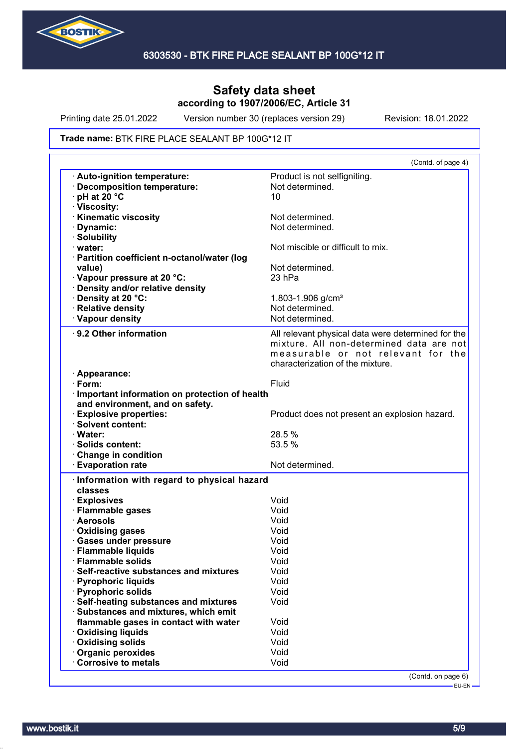# Safety data sheet
**according to 1907/2006/EC, Article 31**

Printing date 25.01.2022 Version number 30 (replaces version 29) Revision: 18.01.2022

**Trade name:** BTK FIRE PLACE SEALANT BP 100G*12 IT

(Contd. of page 4)

| | |
|---|---|
| · **Auto-ignition temperature:** | Product is not selfigniting. |
| · **Decomposition temperature:** | Not determined. |
| · **pH at 20 °C** | 10 |
| · **Viscosity:** | |
| · **Kinematic viscosity** | Not determined. |
| · **Dynamic:** | Not determined. |
| · **Solubility** | |
| · **water:** | Not miscible or difficult to mix. |
| · **Partition coefficient n-octanol/water (log value)** | Not determined. |
| · **Vapour pressure at 20 °C:** | 23 hPa |
| · **Density and/or relative density** | |
| · **Density at 20 °C:** | 1.803-1.906 g/cm³ |
| · **Relative density** | Not determined. |
| · **Vapour density** | Not determined. |

| | |
|---|---|
| · **9.2 Other information** | All relevant physical data were determined for the mixture. All non-determined data are not measurable or not relevant for the characterization of the mixture. |
| · **Appearance:** | |
| · **Form:** | Fluid |
| · **Important information on protection of health and environment, and on safety.** | |
| · **Explosive properties:** | Product does not present an explosion hazard. |
| · **Solvent content:** | |
| · **Water:** | 28.5 % |
| · **Solids content:** | 53.5 % |
| · **Change in condition** | |
| · **Evaporation rate** | Not determined. |

| | |
|---|---|
| · **Information with regard to physical hazard classes** | |
| · **Explosives** | Void |
| · **Flammable gases** | Void |
| · **Aerosols** | Void |
| · **Oxidising gases** | Void |
| · **Gases under pressure** | Void |
| · **Flammable liquids** | Void |
| · **Flammable solids** | Void |
| · **Self-reactive substances and mixtures** | Void |
| · **Pyrophoric liquids** | Void |
| · **Pyrophoric solids** | Void |
| · **Self-heating substances and mixtures** | Void |
| · **Substances and mixtures, which emit flammable gases in contact with water** | Void |
| · **Oxidising liquids** | Void |
| · **Oxidising solids** | Void |
| · **Organic peroxides** | Void |
| · **Corrosive to metals** | Void |

(Contd. on page 6)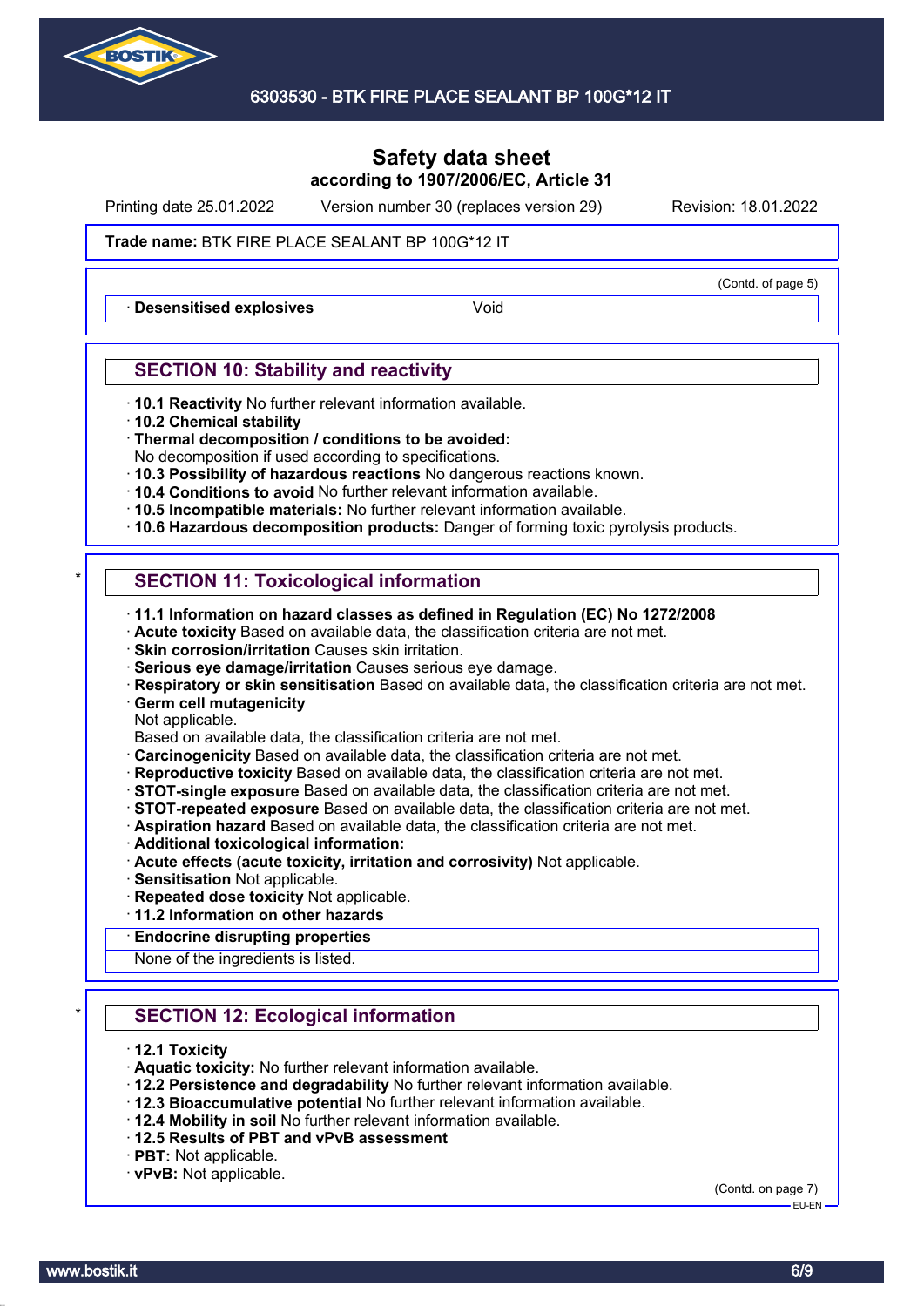(Contd. of page 5)

· **Desensitised explosives** Void

## SECTION 10: Stability and reactivity

· **10.1 Reactivity** No further relevant information available.
· **10.2 Chemical stability**
· **Thermal decomposition / conditions to be avoided:**
No decomposition if used according to specifications.
· **10.3 Possibility of hazardous reactions** No dangerous reactions known.
· **10.4 Conditions to avoid** No further relevant information available.
· **10.5 Incompatible materials:** No further relevant information available.
· **10.6 Hazardous decomposition products:** Danger of forming toxic pyrolysis products.

## * SECTION 11: Toxicological information

· **11.1 Information on hazard classes as defined in Regulation (EC) No 1272/2008**
· **Acute toxicity** Based on available data, the classification criteria are not met.
· **Skin corrosion/irritation** Causes skin irritation.
· **Serious eye damage/irritation** Causes serious eye damage.
· **Respiratory or skin sensitisation** Based on available data, the classification criteria are not met.
· **Germ cell mutagenicity**
Not applicable.
Based on available data, the classification criteria are not met.
· **Carcinogenicity** Based on available data, the classification criteria are not met.
· **Reproductive toxicity** Based on available data, the classification criteria are not met.
· **STOT-single exposure** Based on available data, the classification criteria are not met.
· **STOT-repeated exposure** Based on available data, the classification criteria are not met.
· **Aspiration hazard** Based on available data, the classification criteria are not met.
· **Additional toxicological information:**
· **Acute effects (acute toxicity, irritation and corrosivity)** Not applicable.
· **Sensitisation** Not applicable.
· **Repeated dose toxicity** Not applicable.
· **11.2 Information on other hazards**
· **Endocrine disrupting properties**
None of the ingredients is listed.

## * SECTION 12: Ecological information

· **12.1 Toxicity**
· **Aquatic toxicity:** No further relevant information available.
· **12.2 Persistence and degradability** No further relevant information available.
· **12.3 Bioaccumulative potential** No further relevant information available.
· **12.4 Mobility in soil** No further relevant information available.
· **12.5 Results of PBT and vPvB assessment**
· **PBT:** Not applicable.
· **vPvB:** Not applicable.

(Contd. on page 7)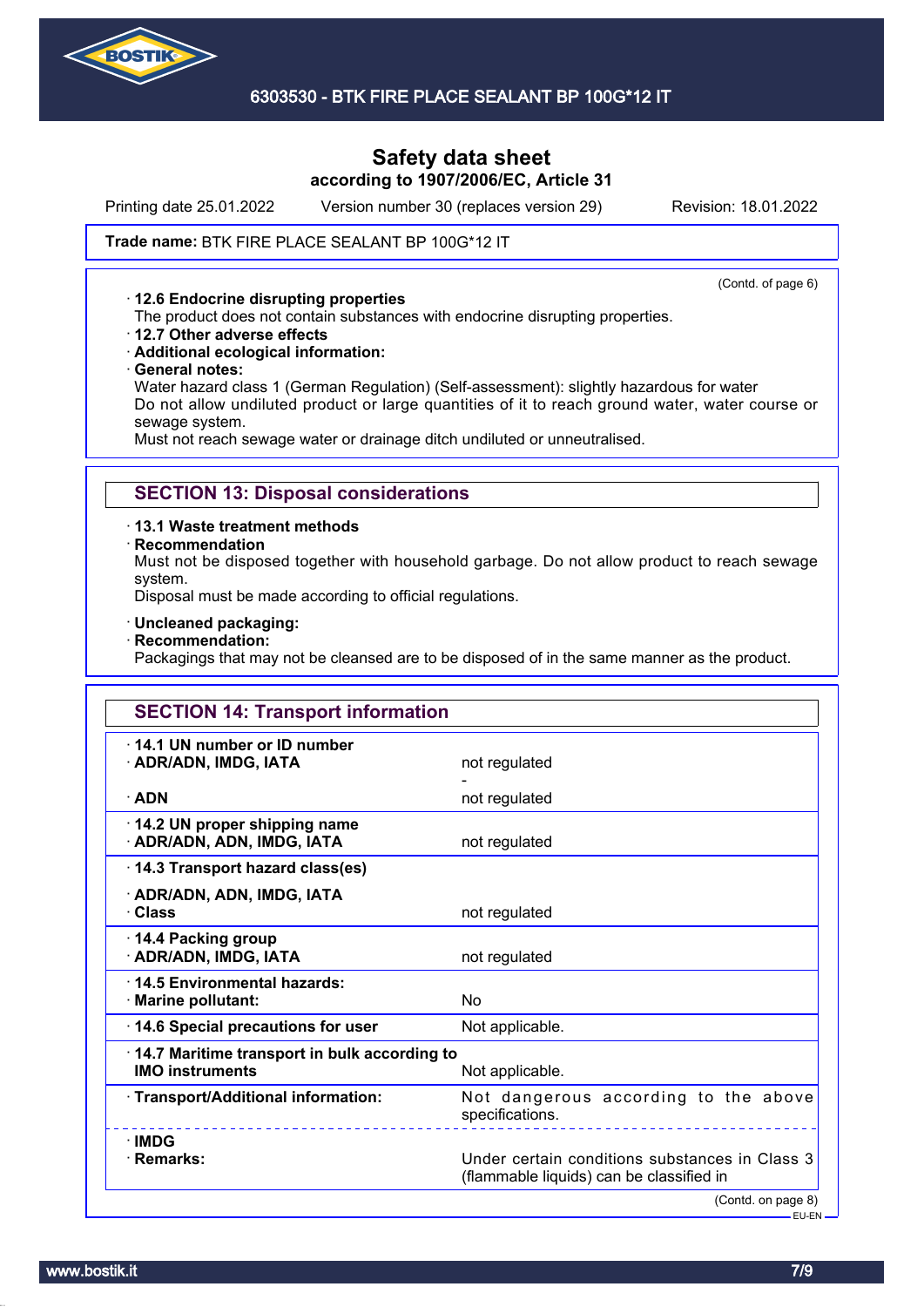**Trade name:** BTK FIRE PLACE SEALANT BP 100G*12 IT

(Contd. of page 6)

· **12.6 Endocrine disrupting properties**
The product does not contain substances with endocrine disrupting properties.
· **12.7 Other adverse effects**
· **Additional ecological information:**
· **General notes:**
Water hazard class 1 (German Regulation) (Self-assessment): slightly hazardous for water
Do not allow undiluted product or large quantities of it to reach ground water, water course or sewage system.
Must not reach sewage water or drainage ditch undiluted or unneutralised.

## SECTION 13: Disposal considerations

· **13.1 Waste treatment methods**
· **Recommendation**
Must not be disposed together with household garbage. Do not allow product to reach sewage system.
Disposal must be made according to official regulations.

· **Uncleaned packaging:**
· **Recommendation:**
Packagings that may not be cleansed are to be disposed of in the same manner as the product.

## SECTION 14: Transport information

| | |
|---|---|
| · **14.1 UN number or ID number** | |
| · **ADR/ADN, IMDG, IATA** | not regulated<br>- |
| · **ADN** | not regulated |
| · **14.2 UN proper shipping name** | |
| · **ADR/ADN, ADN, IMDG, IATA** | not regulated |
| · **14.3 Transport hazard class(es)** | |
| · **ADR/ADN, ADN, IMDG, IATA** | |
| · **Class** | not regulated |
| · **14.4 Packing group** | |
| · **ADR/ADN, IMDG, IATA** | not regulated |
| · **14.5 Environmental hazards:** | |
| · **Marine pollutant:** | No |
| · **14.6 Special precautions for user** | Not applicable. |
| · **14.7 Maritime transport in bulk according to IMO instruments** | Not applicable. |
| · **Transport/Additional information:** | Not dangerous according to the above specifications. |
| · **IMDG** | |
| · **Remarks:** | Under certain conditions substances in Class 3 (flammable liquids) can be classified in |

(Contd. on page 8)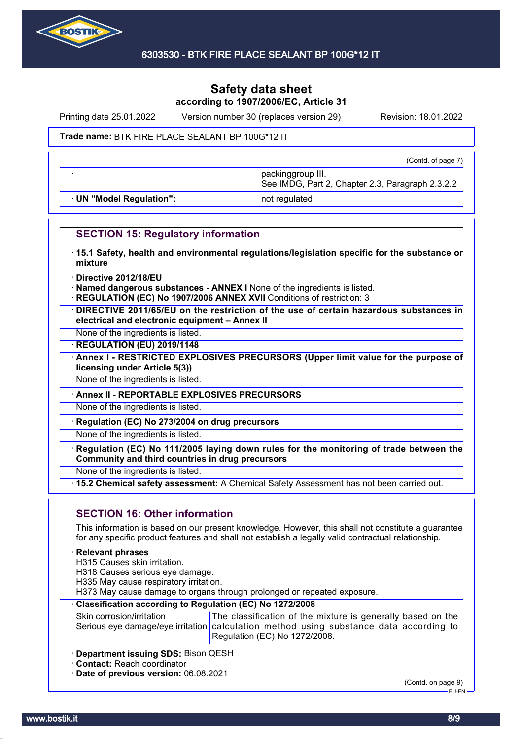# Safety data sheet

**according to 1907/2006/EC, Article 31**

Printing date 25.01.2022 Version number 30 (replaces version 29) Revision: 18.01.2022

**Trade name:** BTK FIRE PLACE SEALANT BP 100G*12 IT

(Contd. of page 7)

| | |
|---|---|
| · | packinggroup III.<br>See IMDG, Part 2, Chapter 2.3, Paragraph 2.3.2.2 |
| · **UN "Model Regulation":** | not regulated |

## SECTION 15: Regulatory information

· **15.1 Safety, health and environmental regulations/legislation specific for the substance or mixture**

· **Directive 2012/18/EU**
· **Named dangerous substances - ANNEX I** None of the ingredients is listed.
· **REGULATION (EC) No 1907/2006 ANNEX XVII** Conditions of restriction: 3

· **DIRECTIVE 2011/65/EU on the restriction of the use of certain hazardous substances in electrical and electronic equipment – Annex II**

None of the ingredients is listed.

· **REGULATION (EU) 2019/1148**

· **Annex I - RESTRICTED EXPLOSIVES PRECURSORS (Upper limit value for the purpose of licensing under Article 5(3))**

None of the ingredients is listed.

· **Annex II - REPORTABLE EXPLOSIVES PRECURSORS**

None of the ingredients is listed.

· **Regulation (EC) No 273/2004 on drug precursors**

None of the ingredients is listed.

· **Regulation (EC) No 111/2005 laying down rules for the monitoring of trade between the Community and third countries in drug precursors**

None of the ingredients is listed.

· **15.2 Chemical safety assessment:** A Chemical Safety Assessment has not been carried out.

## SECTION 16: Other information

This information is based on our present knowledge. However, this shall not constitute a guarantee for any specific product features and shall not establish a legally valid contractual relationship.

· **Relevant phrases**
H315 Causes skin irritation.
H318 Causes serious eye damage.
H335 May cause respiratory irritation.
H373 May cause damage to organs through prolonged or repeated exposure.

· **Classification according to Regulation (EC) No 1272/2008**

| | |
|---|---|
| Skin corrosion/irritation<br>Serious eye damage/eye irritation | The classification of the mixture is generally based on the calculation method using substance data according to Regulation (EC) No 1272/2008. |

· **Department issuing SDS:** Bison QESH
· **Contact:** Reach coordinator
· **Date of previous version:** 06.08.2021

(Contd. on page 9)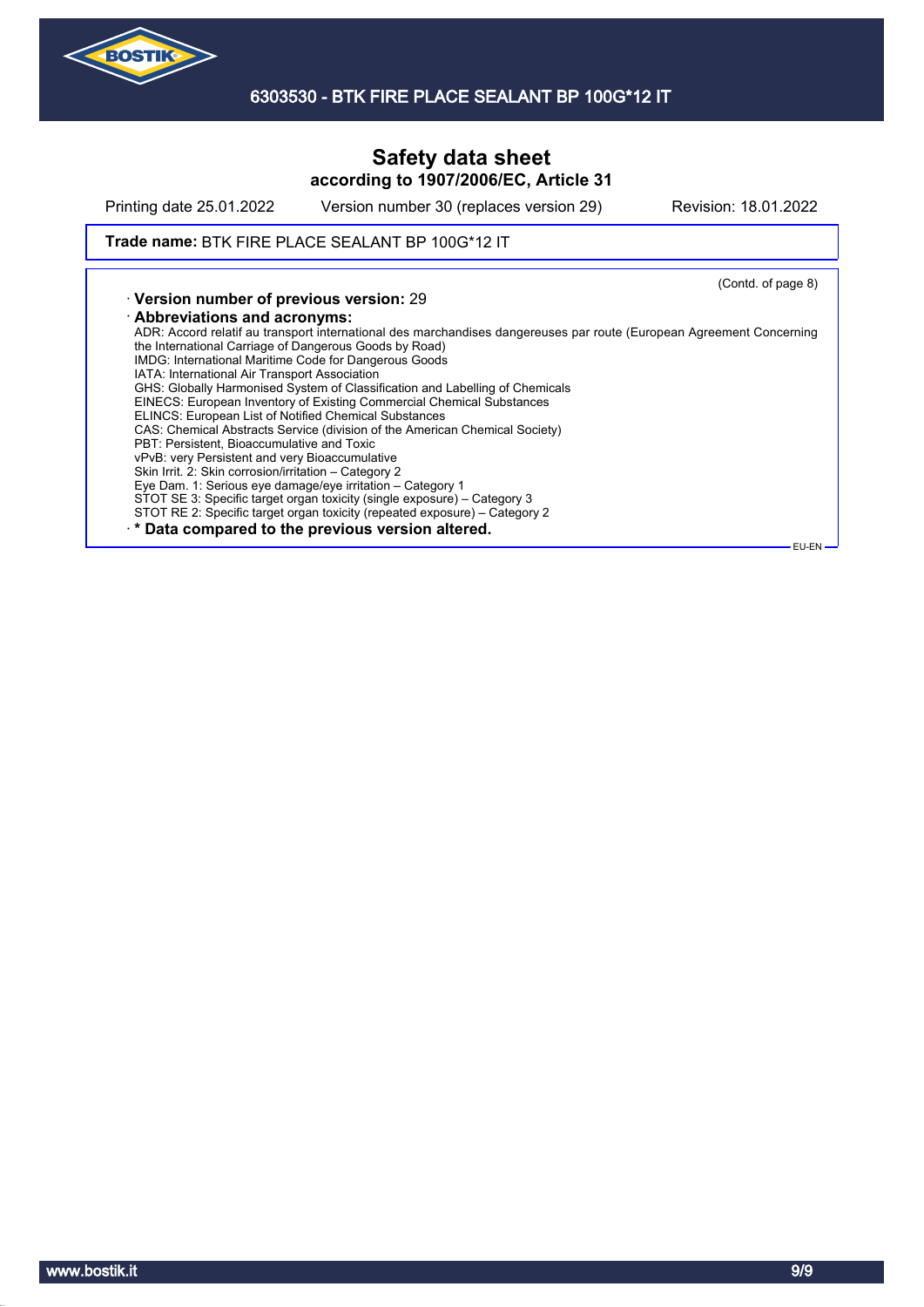# Safety data sheet
## according to 1907/2006/EC, Article 31

Printing date 25.01.2022 Version number 30 (replaces version 29) Revision: 18.01.2022

**Trade name:** BTK FIRE PLACE SEALANT BP 100G*12 IT

(Contd. of page 8)

· **Version number of previous version:** 29

· **Abbreviations and acronyms:**

ADR: Accord relatif au transport international des marchandises dangereuses par route (European Agreement Concerning the International Carriage of Dangerous Goods by Road)
IMDG: International Maritime Code for Dangerous Goods
IATA: International Air Transport Association
GHS: Globally Harmonised System of Classification and Labelling of Chemicals
EINECS: European Inventory of Existing Commercial Chemical Substances
ELINCS: European List of Notified Chemical Substances
CAS: Chemical Abstracts Service (division of the American Chemical Society)
PBT: Persistent, Bioaccumulative and Toxic
vPvB: very Persistent and very Bioaccumulative
Skin Irrit. 2: Skin corrosion/irritation – Category 2
Eye Dam. 1: Serious eye damage/eye irritation – Category 1
STOT SE 3: Specific target organ toxicity (single exposure) – Category 3
STOT RE 2: Specific target organ toxicity (repeated exposure) – Category 2

· **\* Data compared to the previous version altered.**

EU-EN